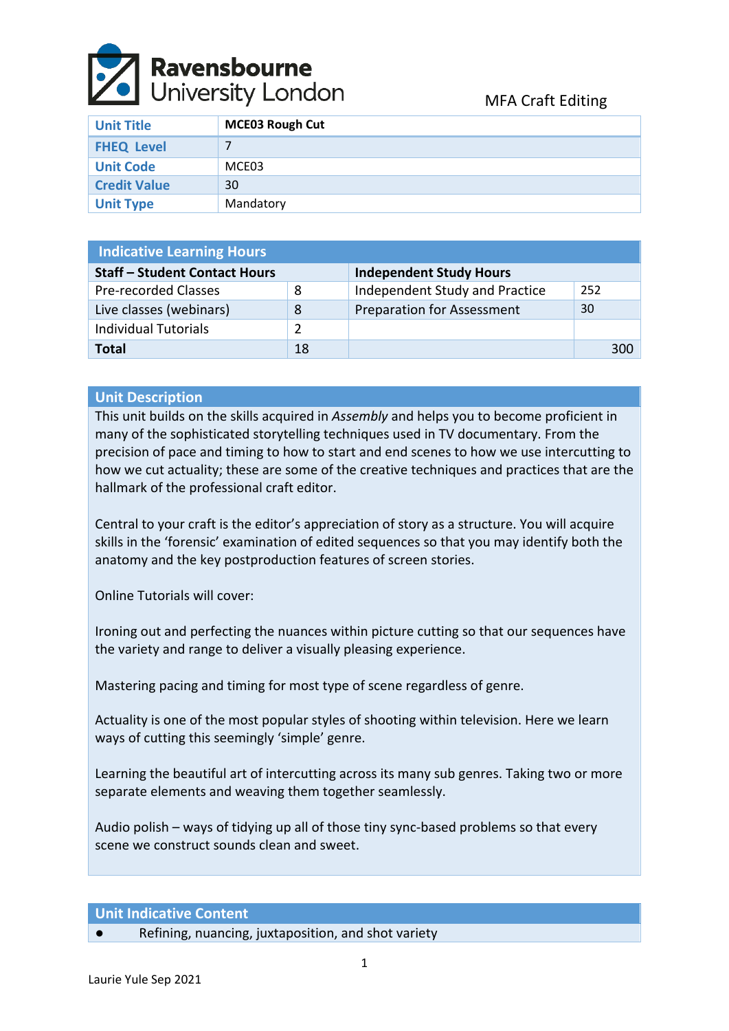**Ravensbourne University London**

MFA Craft Editing

| | |
|---|---|
| **Unit Title** | **MCE03 Rough Cut** |
| **FHEQ Level** | 7 |
| **Unit Code** | MCE03 |
| **Credit Value** | 30 |
| **Unit Type** | Mandatory |

| Indicative Learning Hours | | | |
|---|---|---|---|
| **Staff – Student Contact Hours** | | **Independent Study Hours** | |
| Pre-recorded Classes | 8 | Independent Study and Practice | 252 |
| Live classes (webinars) | 8 | Preparation for Assessment | 30 |
| Individual Tutorials | 2 | | |
| **Total** | 18 | | 300 |

## Unit Description

This unit builds on the skills acquired in *Assembly* and helps you to become proficient in many of the sophisticated storytelling techniques used in TV documentary. From the precision of pace and timing to how to start and end scenes to how we use intercutting to how we cut actuality; these are some of the creative techniques and practices that are the hallmark of the professional craft editor.

Central to your craft is the editor's appreciation of story as a structure. You will acquire skills in the 'forensic' examination of edited sequences so that you may identify both the anatomy and the key postproduction features of screen stories.

Online Tutorials will cover:

Ironing out and perfecting the nuances within picture cutting so that our sequences have the variety and range to deliver a visually pleasing experience.

Mastering pacing and timing for most type of scene regardless of genre.

Actuality is one of the most popular styles of shooting within television. Here we learn ways of cutting this seemingly 'simple' genre.

Learning the beautiful art of intercutting across its many sub genres. Taking two or more separate elements and weaving them together seamlessly.

Audio polish – ways of tidying up all of those tiny sync-based problems so that every scene we construct sounds clean and sweet.

## Unit Indicative Content

- Refining, nuancing, juxtaposition, and shot variety

Laurie Yule Sep 2021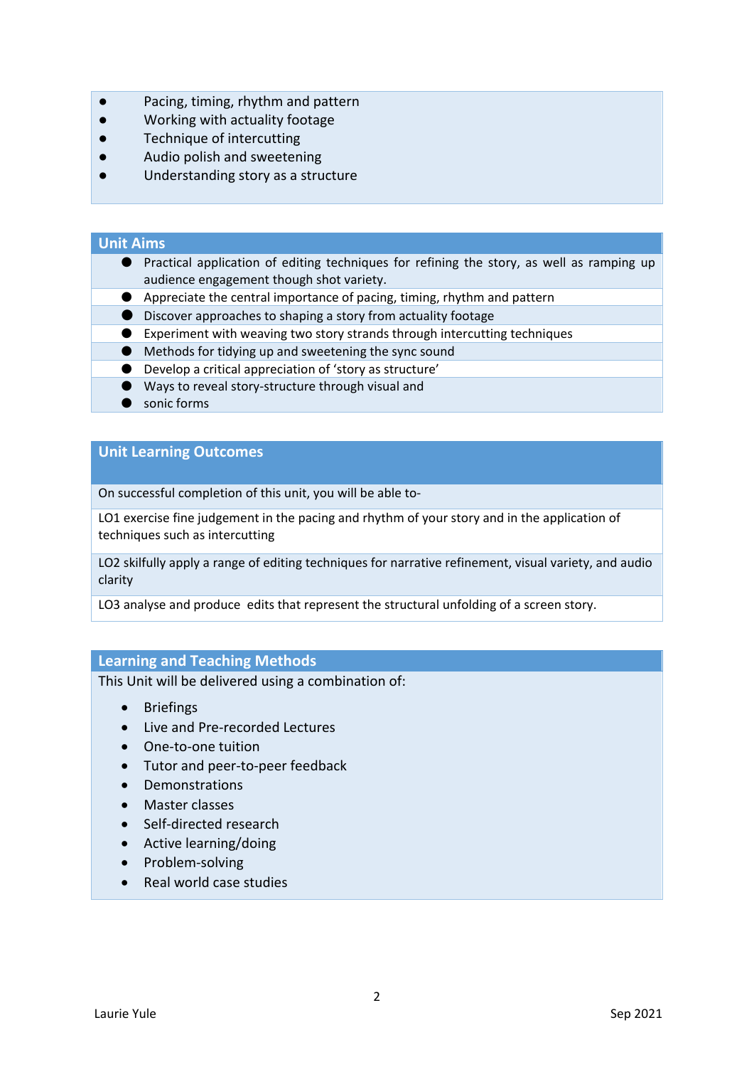- Pacing, timing, rhythm and pattern
- Working with actuality footage
- Technique of intercutting
- Audio polish and sweetening
- Understanding story as a structure

## Unit Aims

- Practical application of editing techniques for refining the story, as well as ramping up audience engagement though shot variety.
- Appreciate the central importance of pacing, timing, rhythm and pattern
- Discover approaches to shaping a story from actuality footage
- Experiment with weaving two story strands through intercutting techniques
- Methods for tidying up and sweetening the sync sound
- Develop a critical appreciation of 'story as structure'
- Ways to reveal story-structure through visual and
- sonic forms

## Unit Learning Outcomes

On successful completion of this unit, you will be able to-

LO1 exercise fine judgement in the pacing and rhythm of your story and in the application of techniques such as intercutting

LO2 skilfully apply a range of editing techniques for narrative refinement, visual variety, and audio clarity

LO3 analyse and produce edits that represent the structural unfolding of a screen story.

## Learning and Teaching Methods

This Unit will be delivered using a combination of:

- Briefings
- Live and Pre-recorded Lectures
- One-to-one tuition
- Tutor and peer-to-peer feedback
- Demonstrations
- Master classes
- Self-directed research
- Active learning/doing
- Problem-solving
- Real world case studies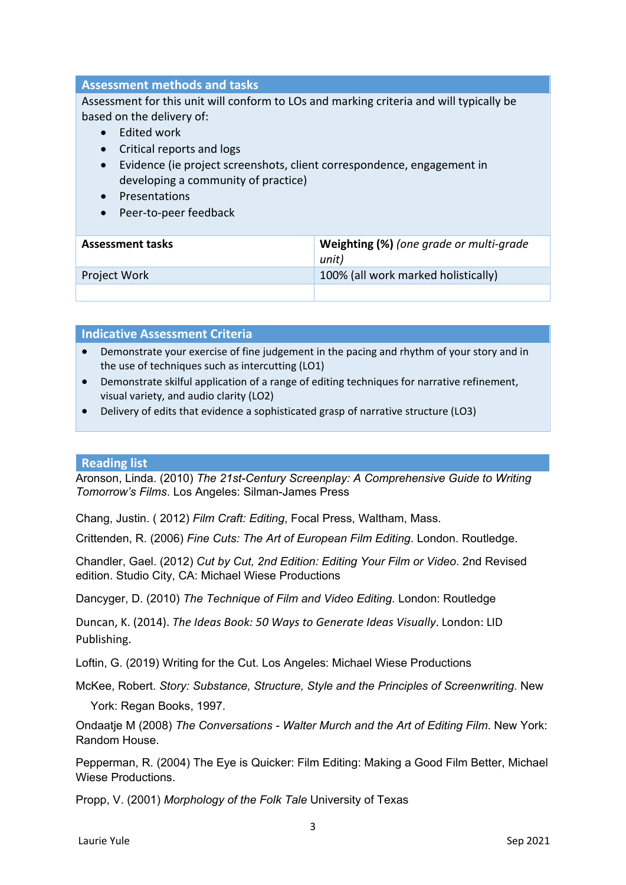## Assessment methods and tasks

Assessment for this unit will conform to LOs and marking criteria and will typically be based on the delivery of:

- Edited work
- Critical reports and logs
- Evidence (ie project screenshots, client correspondence, engagement in developing a community of practice)
- Presentations
- Peer-to-peer feedback

| **Assessment tasks** | **Weighting (%)** *(one grade or multi-grade unit)* |
| --- | --- |
| Project Work | 100% (all work marked holistically) |
| | |

## Indicative Assessment Criteria

- Demonstrate your exercise of fine judgement in the pacing and rhythm of your story and in the use of techniques such as intercutting (LO1)
- Demonstrate skilful application of a range of editing techniques for narrative refinement, visual variety, and audio clarity (LO2)
- Delivery of edits that evidence a sophisticated grasp of narrative structure (LO3)

## Reading list

Aronson, Linda. (2010) *The 21st-Century Screenplay: A Comprehensive Guide to Writing Tomorrow's Films*. Los Angeles: Silman-James Press

Chang, Justin. ( 2012) *Film Craft: Editing*, Focal Press, Waltham, Mass.

Crittenden, R. (2006) *Fine Cuts: The Art of European Film Editing*. London. Routledge.

Chandler, Gael. (2012) *Cut by Cut, 2nd Edition: Editing Your Film or Video*. 2nd Revised edition. Studio City, CA: Michael Wiese Productions

Dancyger, D. (2010) *The Technique of Film and Video Editing*. London: Routledge

Duncan, K. (2014). *The Ideas Book: 50 Ways to Generate Ideas Visually*. London: LID Publishing.

Loftin, G. (2019) Writing for the Cut. Los Angeles: Michael Wiese Productions

McKee, Robert. *Story: Substance, Structure, Style and the Principles of Screenwriting*. New York: Regan Books, 1997.

Ondaatje M (2008) *The Conversations - Walter Murch and the Art of Editing Film*. New York: Random House.

Pepperman, R. (2004) The Eye is Quicker: Film Editing: Making a Good Film Better, Michael Wiese Productions.

Propp, V. (2001) *Morphology of the Folk Tale* University of Texas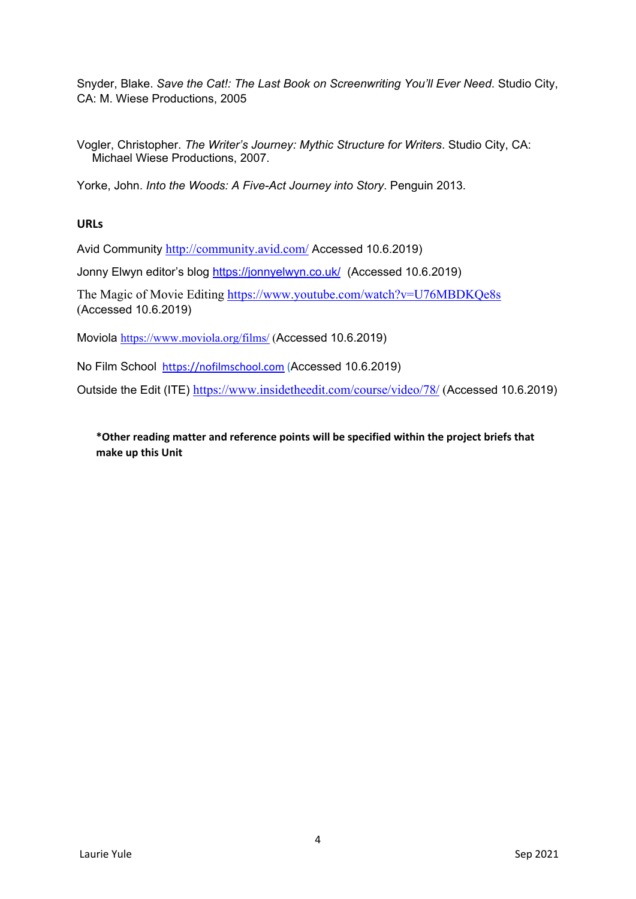Snyder, Blake. *Save the Cat!: The Last Book on Screenwriting You'll Ever Need*. Studio City, CA: M. Wiese Productions, 2005

Vogler, Christopher. *The Writer's Journey: Mythic Structure for Writers*. Studio City, CA: Michael Wiese Productions, 2007.

Yorke, John. *Into the Woods: A Five-Act Journey into Story*. Penguin 2013.

**URLs**

Avid Community http://community.avid.com/ Accessed 10.6.2019)

Jonny Elwyn editor's blog https://jonnyelwyn.co.uk/ (Accessed 10.6.2019)

The Magic of Movie Editing https://www.youtube.com/watch?v=U76MBDKQe8s (Accessed 10.6.2019)

Moviola https://www.moviola.org/films/ (Accessed 10.6.2019)

No Film School https://nofilmschool.com (Accessed 10.6.2019)

Outside the Edit (ITE) https://www.insidetheedit.com/course/video/78/ (Accessed 10.6.2019)

**\*Other reading matter and reference points will be specified within the project briefs that make up this Unit**